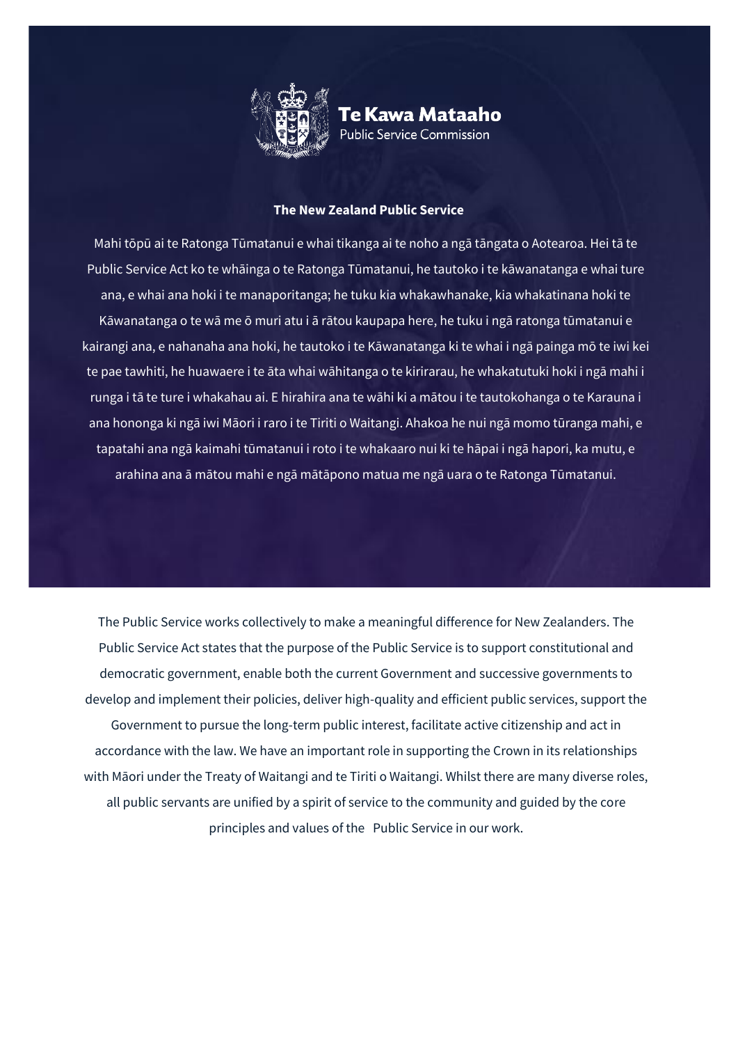**Te Kawa Mataaho**
Public Service Commission

**The New Zealand Public Service**

Mahi tōpū ai te Ratonga Tūmatanui e whai tikanga ai te noho a ngā tāngata o Aotearoa. Hei tā te Public Service Act ko te whāinga o te Ratonga Tūmatanui, he tautoko i te kāwanatanga e whai ture ana, e whai ana hoki i te manaporitanga; he tuku kia whakawhanake, kia whakatinana hoki te Kāwanatanga o te wā me ō muri atu i ā rātou kaupapa here, he tuku i ngā ratonga tūmatanui e kairangi ana, e nahanaha ana hoki, he tautoko i te Kāwanatanga ki te whai i ngā painga mō te iwi kei te pae tawhiti, he huawaere i te āta whai wāhitanga o te kirirarau, he whakatutuki hoki i ngā mahi i runga i tā te ture i whakahau ai. E hirahira ana te wāhi ki a mātou i te tautokohanga o te Karauna i ana hononga ki ngā iwi Māori i raro i te Tiriti o Waitangi. Ahakoa he nui ngā momo tūranga mahi, e tapatahi ana ngā kaimahi tūmatanui i roto i te whakaaro nui ki te hāpai i ngā hapori, ka mutu, e arahina ana ā mātou mahi e ngā mātāpono matua me ngā uara o te Ratonga Tūmatanui.

The Public Service works collectively to make a meaningful difference for New Zealanders. The Public Service Act states that the purpose of the Public Service is to support constitutional and democratic government, enable both the current Government and successive governments to develop and implement their policies, deliver high-quality and efficient public services, support the Government to pursue the long-term public interest, facilitate active citizenship and act in accordance with the law. We have an important role in supporting the Crown in its relationships with Māori under the Treaty of Waitangi and te Tiriti o Waitangi. Whilst there are many diverse roles, all public servants are unified by a spirit of service to the community and guided by the core principles and values of the Public Service in our work.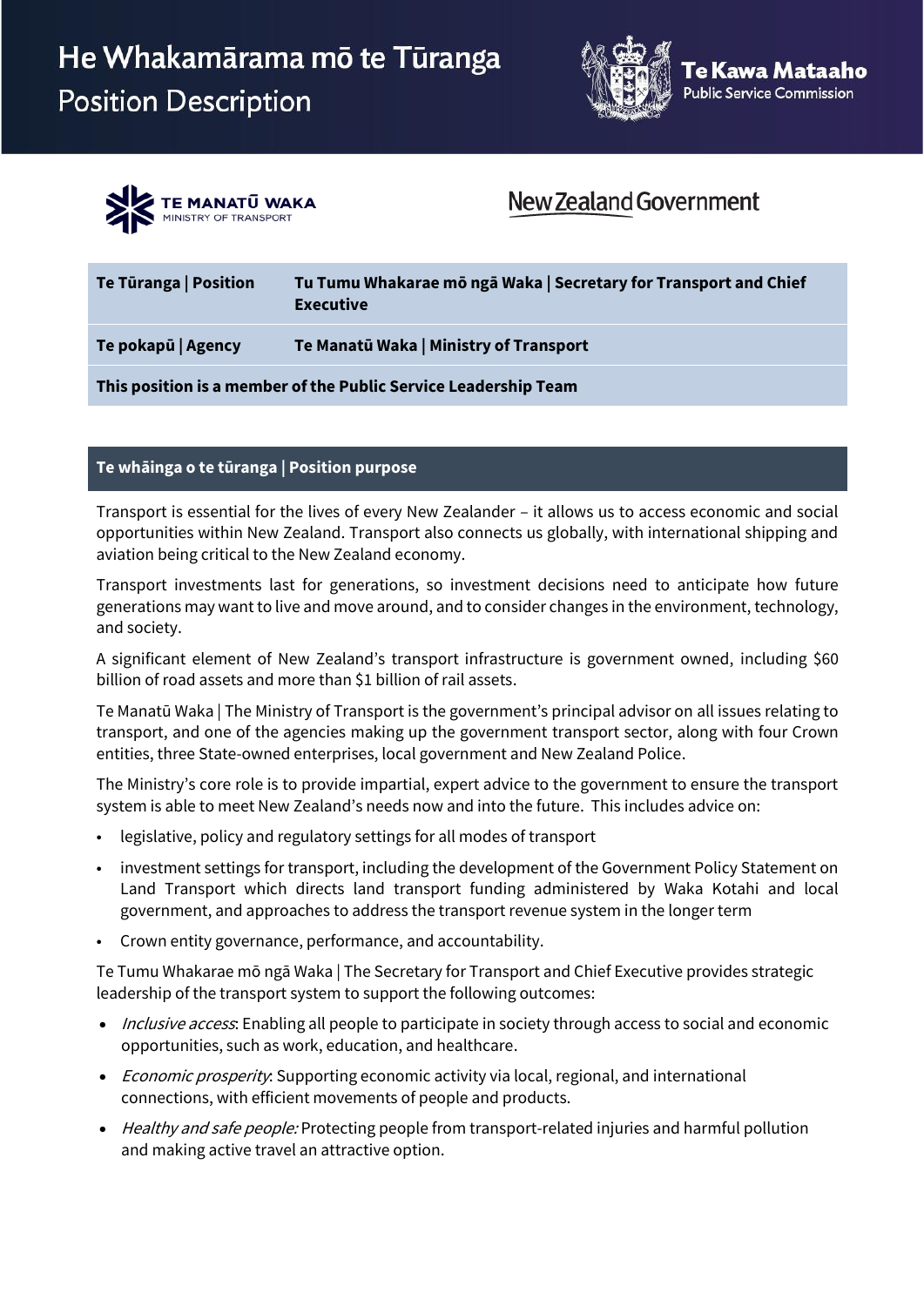# He Whakamārama mō te Tūranga
## Position Description

Te Kawa Mataaho Public Service Commission

TE MANATŪ WAKA MINISTRY OF TRANSPORT

New Zealand Government

| **Te Tūranga \| Position** | **Tu Tumu Whakarae mō ngā Waka \| Secretary for Transport and Chief Executive** |
|---|---|
| **Te pokapū \| Agency** | **Te Manatū Waka \| Ministry of Transport** |
| **This position is a member of the Public Service Leadership Team** | |

## Te whāinga o te tūranga | Position purpose

Transport is essential for the lives of every New Zealander – it allows us to access economic and social opportunities within New Zealand. Transport also connects us globally, with international shipping and aviation being critical to the New Zealand economy.

Transport investments last for generations, so investment decisions need to anticipate how future generations may want to live and move around, and to consider changes in the environment, technology, and society.

A significant element of New Zealand's transport infrastructure is government owned, including $60 billion of road assets and more than $1 billion of rail assets.

Te Manatū Waka | The Ministry of Transport is the government's principal advisor on all issues relating to transport, and one of the agencies making up the government transport sector, along with four Crown entities, three State-owned enterprises, local government and New Zealand Police.

The Ministry's core role is to provide impartial, expert advice to the government to ensure the transport system is able to meet New Zealand's needs now and into the future. This includes advice on:

- legislative, policy and regulatory settings for all modes of transport
- investment settings for transport, including the development of the Government Policy Statement on Land Transport which directs land transport funding administered by Waka Kotahi and local government, and approaches to address the transport revenue system in the longer term
- Crown entity governance, performance, and accountability.

Te Tumu Whakarae mō ngā Waka | The Secretary for Transport and Chief Executive provides strategic leadership of the transport system to support the following outcomes:

- *Inclusive access*: Enabling all people to participate in society through access to social and economic opportunities, such as work, education, and healthcare.
- *Economic prosperity*: Supporting economic activity via local, regional, and international connections, with efficient movements of people and products.
- *Healthy and safe people:* Protecting people from transport-related injuries and harmful pollution and making active travel an attractive option.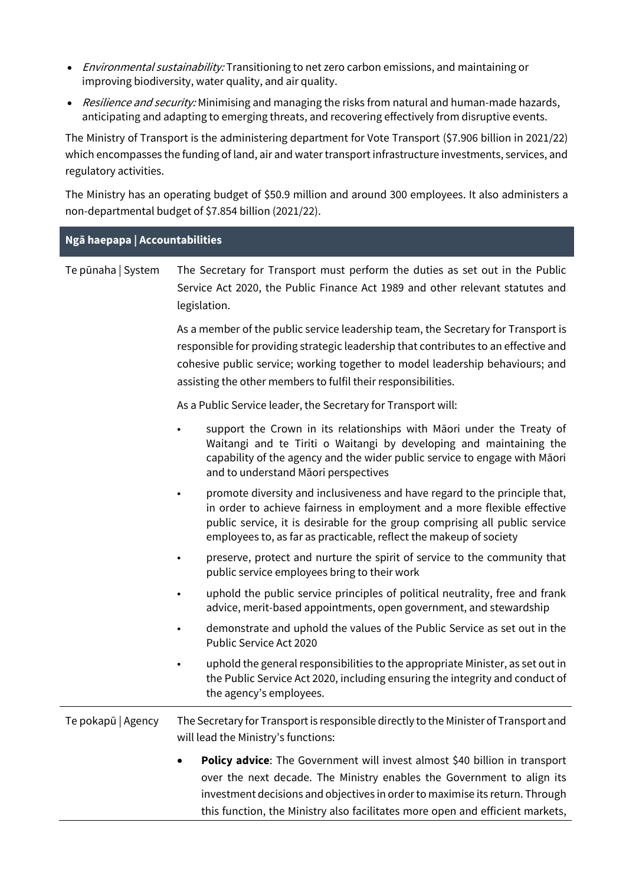- *Environmental sustainability:* Transitioning to net zero carbon emissions, and maintaining or improving biodiversity, water quality, and air quality.
- *Resilience and security:* Minimising and managing the risks from natural and human-made hazards, anticipating and adapting to emerging threats, and recovering effectively from disruptive events.

The Ministry of Transport is the administering department for Vote Transport ($7.906 billion in 2021/22) which encompasses the funding of land, air and water transport infrastructure investments, services, and regulatory activities.

The Ministry has an operating budget of $50.9 million and around 300 employees. It also administers a non-departmental budget of $7.854 billion (2021/22).

## Ngā haepapa | Accountabilities

**Te pūnaha | System**

The Secretary for Transport must perform the duties as set out in the Public Service Act 2020, the Public Finance Act 1989 and other relevant statutes and legislation.

As a member of the public service leadership team, the Secretary for Transport is responsible for providing strategic leadership that contributes to an effective and cohesive public service; working together to model leadership behaviours; and assisting the other members to fulfil their responsibilities.

As a Public Service leader, the Secretary for Transport will:

- support the Crown in its relationships with Māori under the Treaty of Waitangi and te Tiriti o Waitangi by developing and maintaining the capability of the agency and the wider public service to engage with Māori and to understand Māori perspectives
- promote diversity and inclusiveness and have regard to the principle that, in order to achieve fairness in employment and a more flexible effective public service, it is desirable for the group comprising all public service employees to, as far as practicable, reflect the makeup of society
- preserve, protect and nurture the spirit of service to the community that public service employees bring to their work
- uphold the public service principles of political neutrality, free and frank advice, merit-based appointments, open government, and stewardship
- demonstrate and uphold the values of the Public Service as set out in the Public Service Act 2020
- uphold the general responsibilities to the appropriate Minister, as set out in the Public Service Act 2020, including ensuring the integrity and conduct of the agency's employees.

**Te pokapū | Agency**

The Secretary for Transport is responsible directly to the Minister of Transport and will lead the Ministry's functions:

- **Policy advice**: The Government will invest almost $40 billion in transport over the next decade. The Ministry enables the Government to align its investment decisions and objectives in order to maximise its return. Through this function, the Ministry also facilitates more open and efficient markets,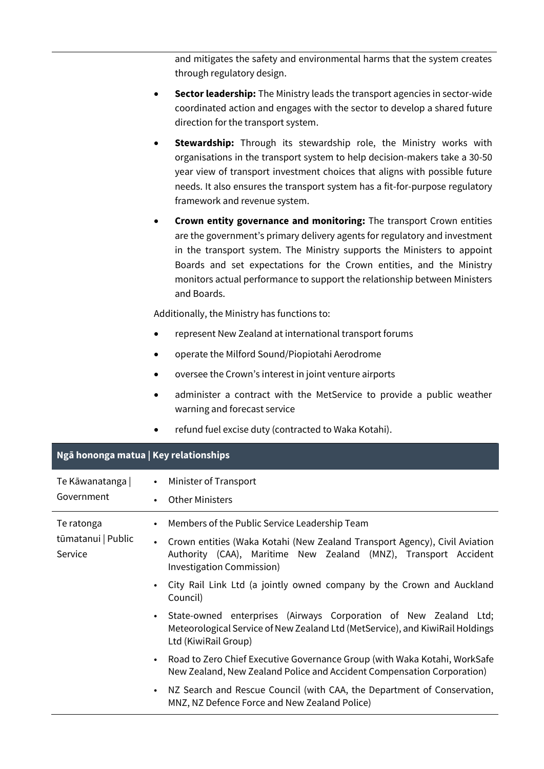and mitigates the safety and environmental harms that the system creates through regulatory design.

- **Sector leadership:** The Ministry leads the transport agencies in sector-wide coordinated action and engages with the sector to develop a shared future direction for the transport system.
- **Stewardship:** Through its stewardship role, the Ministry works with organisations in the transport system to help decision-makers take a 30-50 year view of transport investment choices that aligns with possible future needs. It also ensures the transport system has a fit-for-purpose regulatory framework and revenue system.
- **Crown entity governance and monitoring:** The transport Crown entities are the government's primary delivery agents for regulatory and investment in the transport system. The Ministry supports the Ministers to appoint Boards and set expectations for the Crown entities, and the Ministry monitors actual performance to support the relationship between Ministers and Boards.

Additionally, the Ministry has functions to:

- represent New Zealand at international transport forums
- operate the Milford Sound/Piopiotahi Aerodrome
- oversee the Crown's interest in joint venture airports
- administer a contract with the MetService to provide a public weather warning and forecast service
- refund fuel excise duty (contracted to Waka Kotahi).

| Ngā hononga matua \| Key relationships | |
|---|---|
| Te Kāwanatanga \| Government | • Minister of Transport<br>• Other Ministers |
| Te ratonga tūmatanui \| Public Service | • Members of the Public Service Leadership Team<br>• Crown entities (Waka Kotahi (New Zealand Transport Agency), Civil Aviation Authority (CAA), Maritime New Zealand (MNZ), Transport Accident Investigation Commission)<br>• City Rail Link Ltd (a jointly owned company by the Crown and Auckland Council)<br>• State-owned enterprises (Airways Corporation of New Zealand Ltd; Meteorological Service of New Zealand Ltd (MetService), and KiwiRail Holdings Ltd (KiwiRail Group)<br>• Road to Zero Chief Executive Governance Group (with Waka Kotahi, WorkSafe New Zealand, New Zealand Police and Accident Compensation Corporation)<br>• NZ Search and Rescue Council (with CAA, the Department of Conservation, MNZ, NZ Defence Force and New Zealand Police) |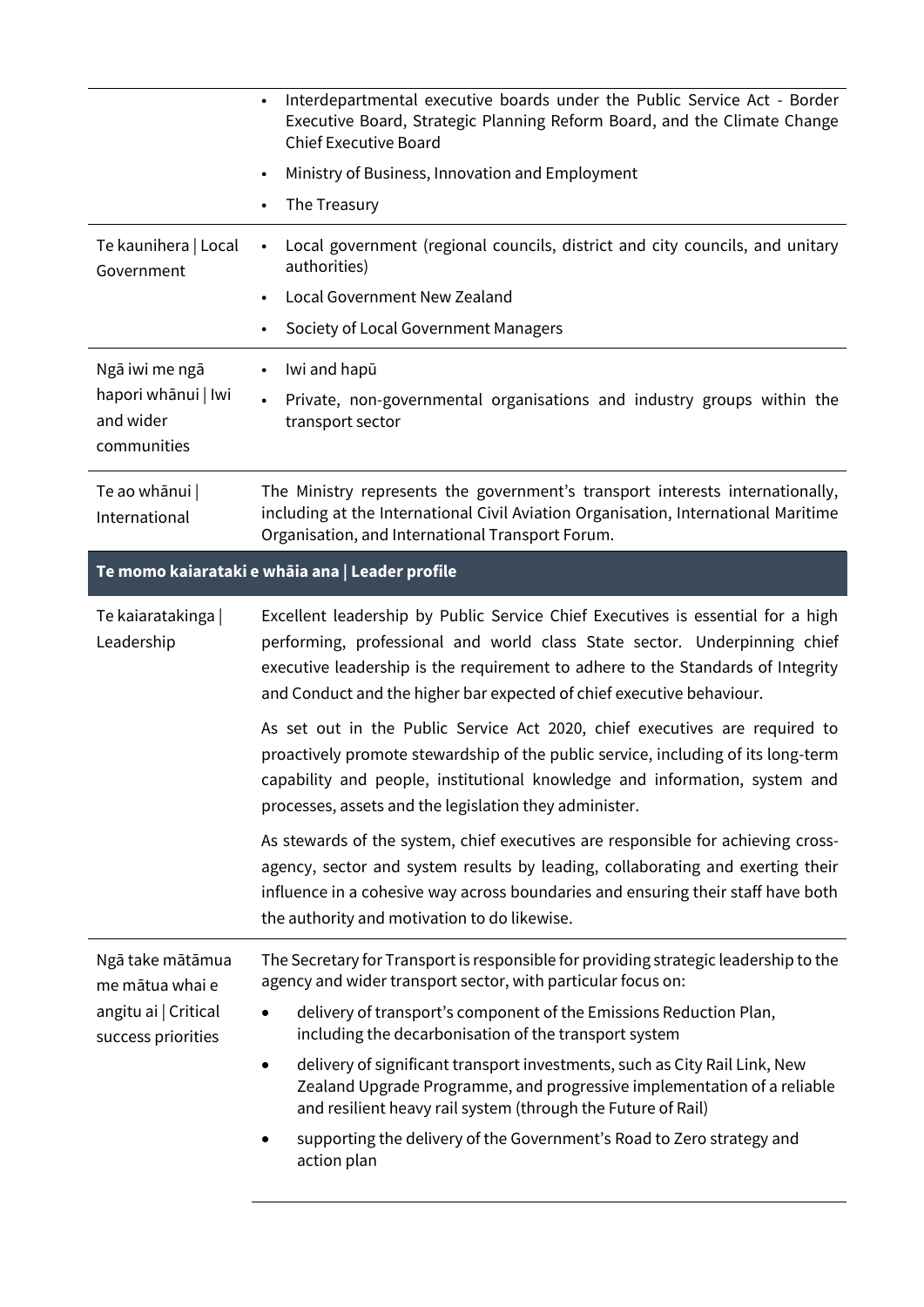| | |
|---|---|
| | • Interdepartmental executive boards under the Public Service Act - Border Executive Board, Strategic Planning Reform Board, and the Climate Change Chief Executive Board<br>• Ministry of Business, Innovation and Employment<br>• The Treasury |
| Te kaunihera \| Local Government | • Local government (regional councils, district and city councils, and unitary authorities)<br>• Local Government New Zealand<br>• Society of Local Government Managers |
| Ngā iwi me ngā hapori whānui \| Iwi and wider communities | • Iwi and hapū<br>• Private, non-governmental organisations and industry groups within the transport sector |
| Te ao whānui \| International | The Ministry represents the government's transport interests internationally, including at the International Civil Aviation Organisation, International Maritime Organisation, and International Transport Forum. |

| **Te momo kaiarataki e whāia ana \| Leader profile** | |
|---|---|
| Te kaiaratakinga \| Leadership | Excellent leadership by Public Service Chief Executives is essential for a high performing, professional and world class State sector. Underpinning chief executive leadership is the requirement to adhere to the Standards of Integrity and Conduct and the higher bar expected of chief executive behaviour.<br><br>As set out in the Public Service Act 2020, chief executives are required to proactively promote stewardship of the public service, including of its long-term capability and people, institutional knowledge and information, system and processes, assets and the legislation they administer.<br><br>As stewards of the system, chief executives are responsible for achieving cross-agency, sector and system results by leading, collaborating and exerting their influence in a cohesive way across boundaries and ensuring their staff have both the authority and motivation to do likewise. |
| Ngā take mātāmua me mātua whai e angitu ai \| Critical success priorities | The Secretary for Transport is responsible for providing strategic leadership to the agency and wider transport sector, with particular focus on:<br>• delivery of transport's component of the Emissions Reduction Plan, including the decarbonisation of the transport system<br>• delivery of significant transport investments, such as City Rail Link, New Zealand Upgrade Programme, and progressive implementation of a reliable and resilient heavy rail system (through the Future of Rail)<br>• supporting the delivery of the Government's Road to Zero strategy and action plan |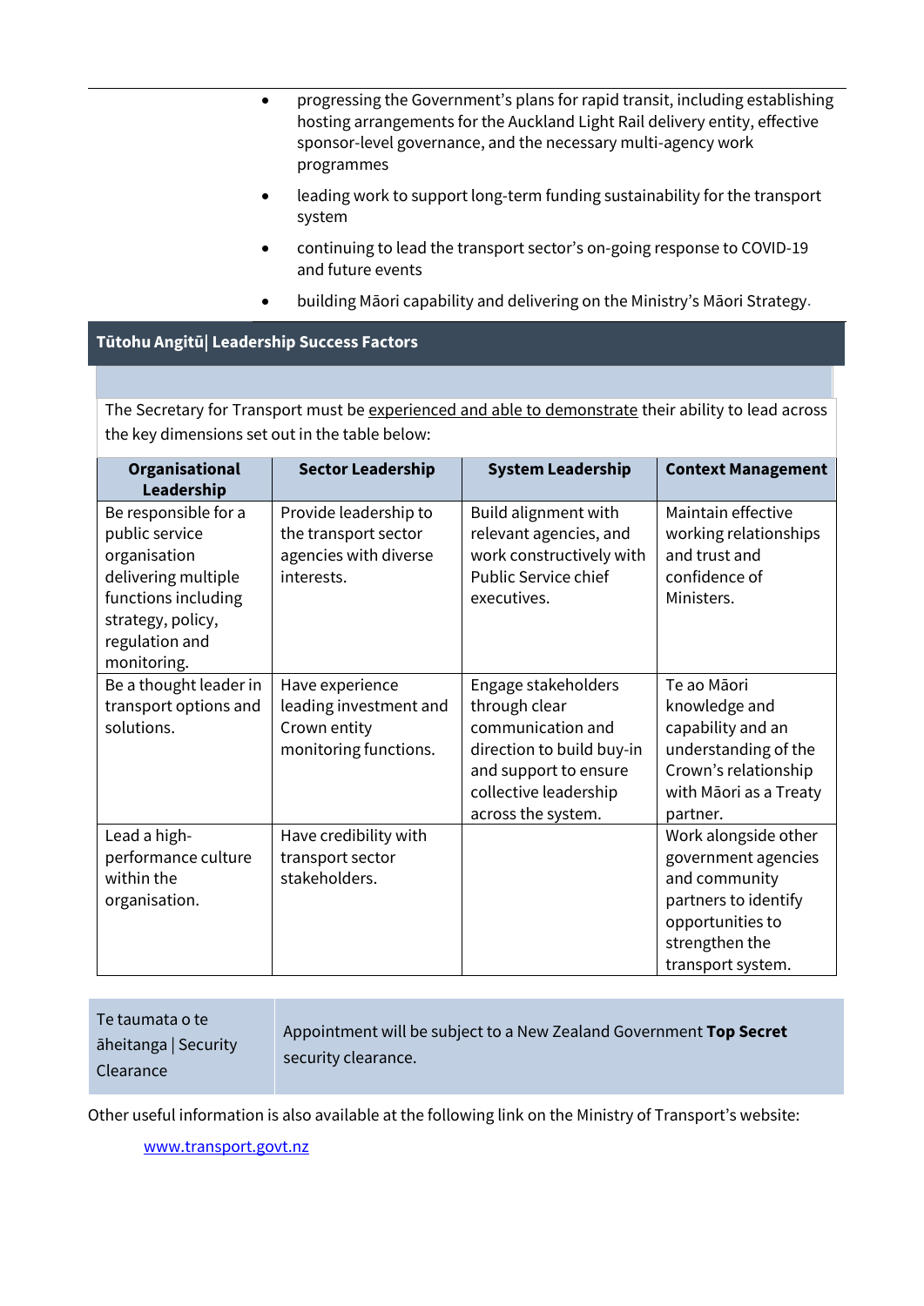- progressing the Government's plans for rapid transit, including establishing hosting arrangements for the Auckland Light Rail delivery entity, effective sponsor-level governance, and the necessary multi-agency work programmes
- leading work to support long-term funding sustainability for the transport system
- continuing to lead the transport sector's on-going response to COVID-19 and future events
- building Māori capability and delivering on the Ministry's Māori Strategy.

## Tūtohu Angitū| Leadership Success Factors

The Secretary for Transport must be experienced and able to demonstrate their ability to lead across the key dimensions set out in the table below:

| Organisational Leadership | Sector Leadership | System Leadership | Context Management |
|---|---|---|---|
| Be responsible for a public service organisation delivering multiple functions including strategy, policy, regulation and monitoring. | Provide leadership to the transport sector agencies with diverse interests. | Build alignment with relevant agencies, and work constructively with Public Service chief executives. | Maintain effective working relationships and trust and confidence of Ministers. |
| Be a thought leader in transport options and solutions. | Have experience leading investment and Crown entity monitoring functions. | Engage stakeholders through clear communication and direction to build buy-in and support to ensure collective leadership across the system. | Te ao Māori knowledge and capability and an understanding of the Crown's relationship with Māori as a Treaty partner. |
| Lead a high-performance culture within the organisation. | Have credibility with transport sector stakeholders. | | Work alongside other government agencies and community partners to identify opportunities to strengthen the transport system. |

| | |
|---|---|
| Te taumata o te āheitanga \| Security Clearance | Appointment will be subject to a New Zealand Government **Top Secret** security clearance. |

Other useful information is also available at the following link on the Ministry of Transport's website:

www.transport.govt.nz